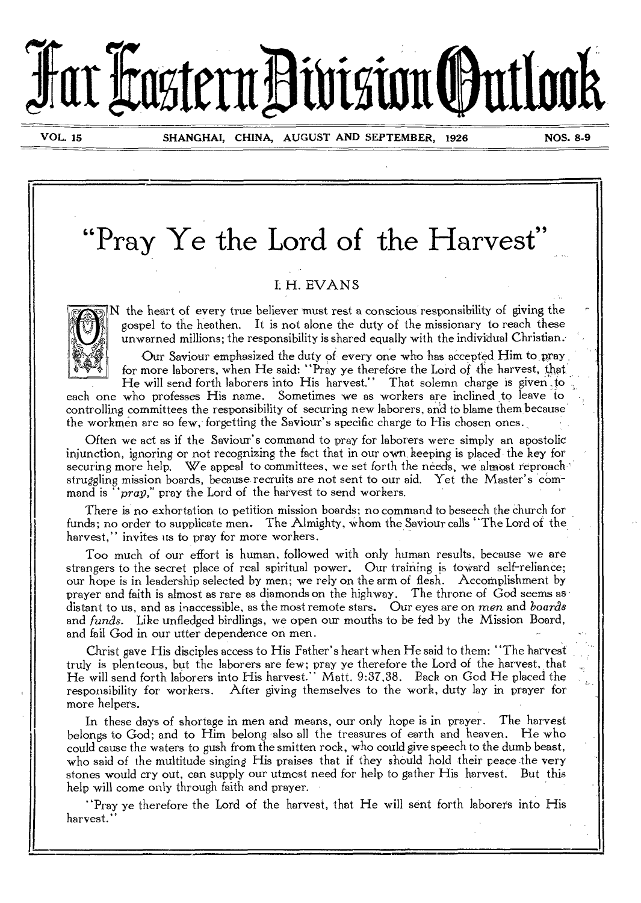# Far Eastern Division Outlook

VOL. 15 SHANGHAI, CHINA, AUGUST AND SEPTEMBER, 1926 NOS. 8-9

## "Pray Ye the Lord of the Harvest"

I. H. EVANS

ON the heart of every true believer must rest a conscious responsibility of giving the gospel to the heathen. It is not alone the duty of the missionary to reach these unwarned millions; the responsibility is shared equally with the individual Christian.

Our Saviour emphasized the duty of every one who has accepted Him to pray for more laborers, when He said: "Pray ye therefore the Lord of the harvest, that He will send forth laborers into His harvest." That solemn charge is given to each one who professes His name. Sometimes we as workers are inclined to leave to controlling committees the responsibility of securing new laborers, and to blame them because the workmen are so few, forgetting the Saviour's specific charge to His chosen ones.

Often we act as if the Saviour's command to pray for laborers were simply an apostolic injunction, ignoring or not recognizing the fact that in our own keeping is placed the key for securing more help. We appeal to committees, we set forth the needs, we almost reproach struggling mission boards, because recruits are not sent to our aid. Yet the Master's command is "*pray*," pray the Lord of the harvest to send workers.

There is no exhortation to petition mission boards; no command to beseech the church for funds; no order to supplicate men. The Almighty, whom the Saviour calls "The Lord of the harvest," invites us to pray for more workers.

Too much of our effort is human, followed with only human results, because we are strangers to the secret place of real spiritual power. Our training is toward self-reliance; our hope is in leadership selected by men; we rely on the arm of flesh. Accomplishment by prayer and faith is almost as rare as diamonds on the highway. The throne of God seems as distant to us, and as inaccessible, as the most remote stars. Our eyes are on *men* and *boards* and *funds*. Like unfledged birdlings, we open our mouths to be fed by the Mission Board, and fail God in our utter dependence on men.

Christ gave His disciples access to His Father's heart when He said to them: "The harvest truly is plenteous, but the laborers are few; pray ye therefore the Lord of the harvest, that He will send forth laborers into His harvest." Matt. 9:37,38. Back on God He placed the responsibility for workers. After giving themselves to the work, duty lay in prayer for more helpers.

In these days of shortage in men and means, our only hope is in prayer. The harvest belongs to God; and to Him belong also all the treasures of earth and heaven. He who could cause the waters to gush from the smitten rock, who could give speech to the dumb beast, who said of the multitude singing His praises that if they should hold their peace the very stones would cry out, can supply our utmost need for help to gather His harvest. But this help will come only through faith and prayer.

"Pray ye therefore the Lord of the harvest, that He will sent forth laborers into His harvest."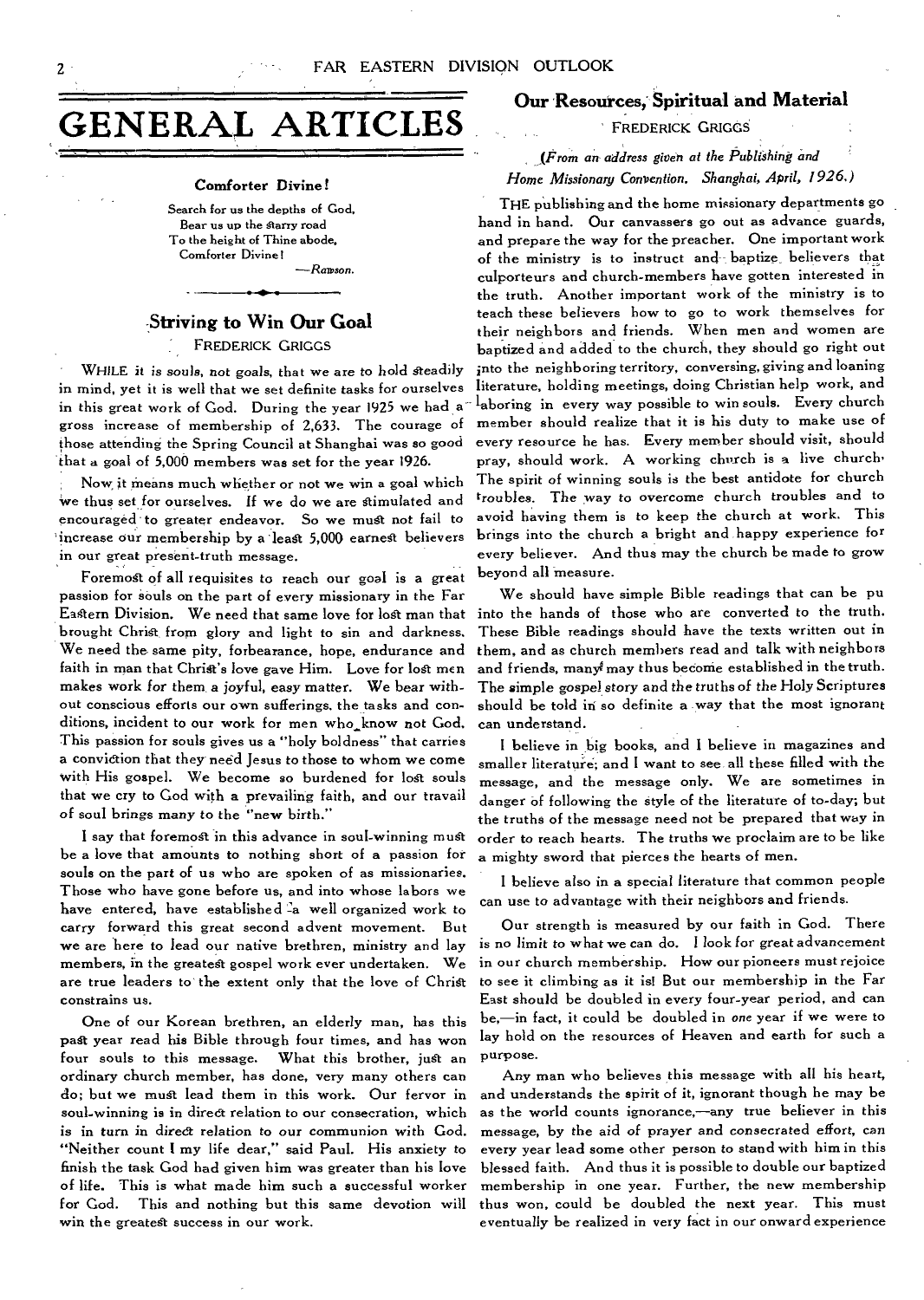# GENERAL ARTICLES

**Comforter Divine!**

Search for us the depths of God,
Bear us up the starry road
To the height of Thine abode,
Comforter Divine!

—*Rawson.*

## Striving to Win Our Goal

FREDERICK GRIGGS

WHILE it is souls, not goals, that we are to hold steadily in mind, yet it is well that we set definite tasks for ourselves in this great work of God. During the year 1925 we had a gross increase of membership of 2,633. The courage of those attending the Spring Council at Shanghai was so good that a goal of 5,000 members was set for the year 1926.

Now it means much whether or not we win a goal which we thus set for ourselves. If we do we are stimulated and encouraged to greater endeavor. So we must not fail to increase our membership by a least 5,000 earnest believers in our great present-truth message.

Foremost of all requisites to reach our goal is a great passion for souls on the part of every missionary in the Far Eastern Division. We need that same love for lost man that brought Christ from glory and light to sin and darkness. We need the same pity, forbearance, hope, endurance and faith in man that Christ's love gave Him. Love for lost men makes work for them a joyful, easy matter. We bear without conscious efforts our own sufferings, the tasks and conditions, incident to our work for men who know not God. This passion for souls gives us a "holy boldness" that carries a conviction that they need Jesus to those to whom we come with His gospel. We become so burdened for lost souls that we cry to God with a prevailing faith, and our travail of soul brings many to the "new birth."

I say that foremost in this advance in soul-winning must be a love that amounts to nothing short of a passion for souls on the part of us who are spoken of as missionaries. Those who have gone before us, and into whose labors we have entered, have established a well organized work to carry forward this great second advent movement. But we are here to lead our native brethren, ministry and lay members, in the greatest gospel work ever undertaken. We are true leaders to the extent only that the love of Christ constrains us.

One of our Korean brethren, an elderly man, has this past year read his Bible through four times, and has won four souls to this message. What this brother, just an ordinary church member, has done, very many others can do; but we must lead them in this work. Our fervor in soul-winning is in direct relation to our consecration, which is in turn in direct relation to our communion with God. "Neither count I my life dear," said Paul. His anxiety to finish the task God had given him was greater than his love of life. This is what made him such a successful worker for God. This and nothing but this same devotion will win the greatest success in our work.

## Our Resources, Spiritual and Material

FREDERICK GRIGGS

*(From an address given at the Publishing and Home Missionary Convention, Shanghai, April, 1926.)*

THE publishing and the home missionary departments go hand in hand. Our canvassers go out as advance guards, and prepare the way for the preacher. One important work of the ministry is to instruct and baptize believers that culporteurs and church-members have gotten interested in the truth. Another important work of the ministry is to teach these believers how to go to work themselves for their neighbors and friends. When men and women are baptized and added to the church, they should go right out into the neighboring territory, conversing, giving and loaning literature, holding meetings, doing Christian help work, and laboring in every way possible to win souls. Every church member should realize that it is his duty to make use of every resource he has. Every member should visit, should pray, should work. A working church is a live church. The spirit of winning souls is the best antidote for church troubles. The way to overcome church troubles and to avoid having them is to keep the church at work. This brings into the church a bright and happy experience for every believer. And thus may the church be made to grow beyond all measure.

We should have simple Bible readings that can be pu into the hands of those who are converted to the truth. These Bible readings should have the texts written out in them, and as church members read and talk with neighbors and friends, many may thus become established in the truth. The simple gospel story and the truths of the Holy Scriptures should be told in so definite a way that the most ignorant can understand.

I believe in big books, and I believe in magazines and smaller literature; and I want to see all these filled with the message, and the message only. We are sometimes in danger of following the style of the literature of to-day; but the truths of the message need not be prepared that way in order to reach hearts. The truths we proclaim are to be like a mighty sword that pierces the hearts of men.

I believe also in a special literature that common people can use to advantage with their neighbors and friends.

Our strength is measured by our faith in God. There is no limit to what we can do. I look for great advancement in our church membership. How our pioneers must rejoice to see it climbing as it is! But our membership in the Far East should be doubled in every four-year period, and can be,—in fact, it could be doubled in *one* year if we were to lay hold on the resources of Heaven and earth for such a purpose.

Any man who believes this message with all his heart, and understands the spirit of it, ignorant though he may be as the world counts ignorance,—any true believer in this message, by the aid of prayer and consecrated effort, can every year lead some other person to stand with him in this blessed faith. And thus it is possible to double our baptized membership in one year. Further, the new membership thus won, could be doubled the next year. This must eventually be realized in very fact in our onward experience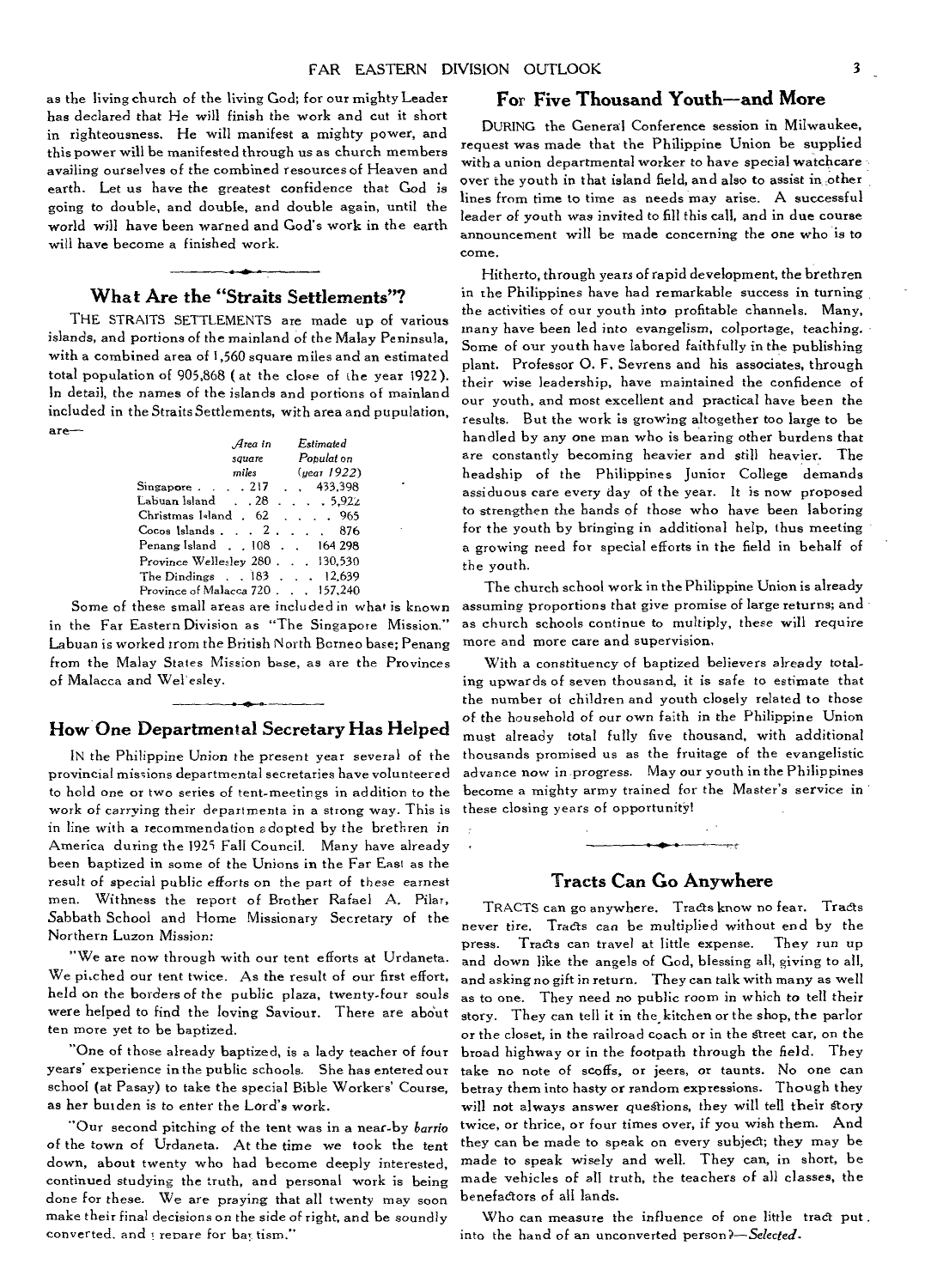as the living church of the living God; for our mighty Leader has declared that He will finish the work and cut it short in righteousness. He will manifest a mighty power, and this power will be manifested through us as church members availing ourselves of the combined resources of Heaven and earth. Let us have the greatest confidence that God is going to double, and double, and double again, until the world will have been warned and God's work in the earth will have become a finished work.

## What Are the "Straits Settlements"?

THE STRAITS SETTLEMENTS are made up of various islands, and portions of the mainland of the Malay Peninsula, with a combined area of 1,560 square miles and an estimated total population of 905,868 (at the close of the year 1922). In detail, the names of the islands and portions of mainland included in the Straits Settlements, with area and pupulation, are—

| | *Area in square miles* | *Estimated Population (year 1922)* |
|---|---|---|
| Singapore | 217 | 433,398 |
| Labuan Island | 28 | 5,922 |
| Christmas Island | 62 | 965 |
| Cocos Islands | 2 | 876 |
| Penang Island | 108 | 164 298 |
| Province Wellesley | 280 | 130,530 |
| The Dindings | 183 | 12,639 |
| Province of Malacca | 720 | 157,240 |

Some of these small areas are included in what is known in the Far Eastern Division as "The Singapore Mission." Labuan is worked from the British North Borneo base; Penang from the Malay States Mission base, as are the Provinces of Malacca and Wellesley.

## How One Departmental Secretary Has Helped

IN the Philippine Union the present year several of the provincial missions departmental secretaries have volunteered to hold one or two series of tent-meetings in addition to the work of carrying their departments in a strong way. This is in line with a recommendation adopted by the brethren in America during the 1925 Fall Council. Many have already been baptized in some of the Unions in the Far East as the result of special public efforts on the part of these earnest men. Withness the report of Brother Rafael A. Pilar, Sabbath School and Home Missionary Secretary of the Northern Luzon Mission:

"We are now through with our tent efforts at Urdaneta. We pitched our tent twice. As the result of our first effort, held on the borders of the public plaza, twenty-four souls were helped to find the loving Saviour. There are about ten more yet to be baptized.

"One of those already baptized, is a lady teacher of four years' experience in the public schools. She has entered our school (at Pasay) to take the special Bible Workers' Course, as her burden is to enter the Lord's work.

"Our second pitching of the tent was in a near-by *barrio* of the town of Urdaneta. At the time we took the tent down, about twenty who had become deeply interested, continued studying the truth, and personal work is being done for these. We are praying that all twenty may soon make their final decisions on the side of right, and be soundly converted, and prepare for baptism."

## For Five Thousand Youth—and More

DURING the General Conference session in Milwaukee, request was made that the Philippine Union be supplied with a union departmental worker to have special watchcare over the youth in that island field, and also to assist in other lines from time to time as needs may arise. A successful leader of youth was invited to fill this call, and in due course announcement will be made concerning the one who is to come.

Hitherto, through years of rapid development, the brethren in the Philippines have had remarkable success in turning the activities of our youth into profitable channels. Many, many have been led into evangelism, colportage, teaching. Some of our youth have labored faithfully in the publishing plant. Professor O. F. Sevrens and his associates, through their wise leadership, have maintained the confidence of our youth, and most excellent and practical have been the results. But the work is growing altogether too large to be handled by any one man who is bearing other burdens that are constantly becoming heavier and still heavier. The headship of the Philippines Junior College demands assiduous care every day of the year. It is now proposed to strengthen the hands of those who have been laboring for the youth by bringing in additional help, thus meeting a growing need for special efforts in the field in behalf of the youth.

The church school work in the Philippine Union is already assuming proportions that give promise of large returns; and as church schools continue to multiply, these will require more and more care and supervision.

With a constituency of baptized believers already totaling upwards of seven thousand, it is safe to estimate that the number of children and youth closely related to those of the household of our own faith in the Philippine Union must already total fully five thousand, with additional thousands promised us as the fruitage of the evangelistic advance now in progress. May our youth in the Philippines become a mighty army trained for the Master's service in these closing years of opportunity!

## Tracts Can Go Anywhere

TRACTS can go anywhere. Tracts know no fear. Tracts never tire. Tracts can be multiplied without end by the press. Tracts can travel at little expense. They run up and down like the angels of God, blessing all, giving to all, and asking no gift in return. They can talk with many as well as to one. They need no public room in which to tell their story. They can tell it in the kitchen or the shop, the parlor or the closet, in the railroad coach or in the street car, on the broad highway or in the footpath through the field. They take no note of scoffs, or jeers, or taunts. No one can betray them into hasty or random expressions. Though they will not always answer questions, they will tell their story twice, or thrice, or four times over, if you wish them. And they can be made to speak on every subject; they may be made to speak wisely and well. They can, in short, be made vehicles of all truth, the teachers of all classes, the benefactors of all lands.

Who can measure the influence of one little tract put into the hand of an unconverted person?—*Selected*.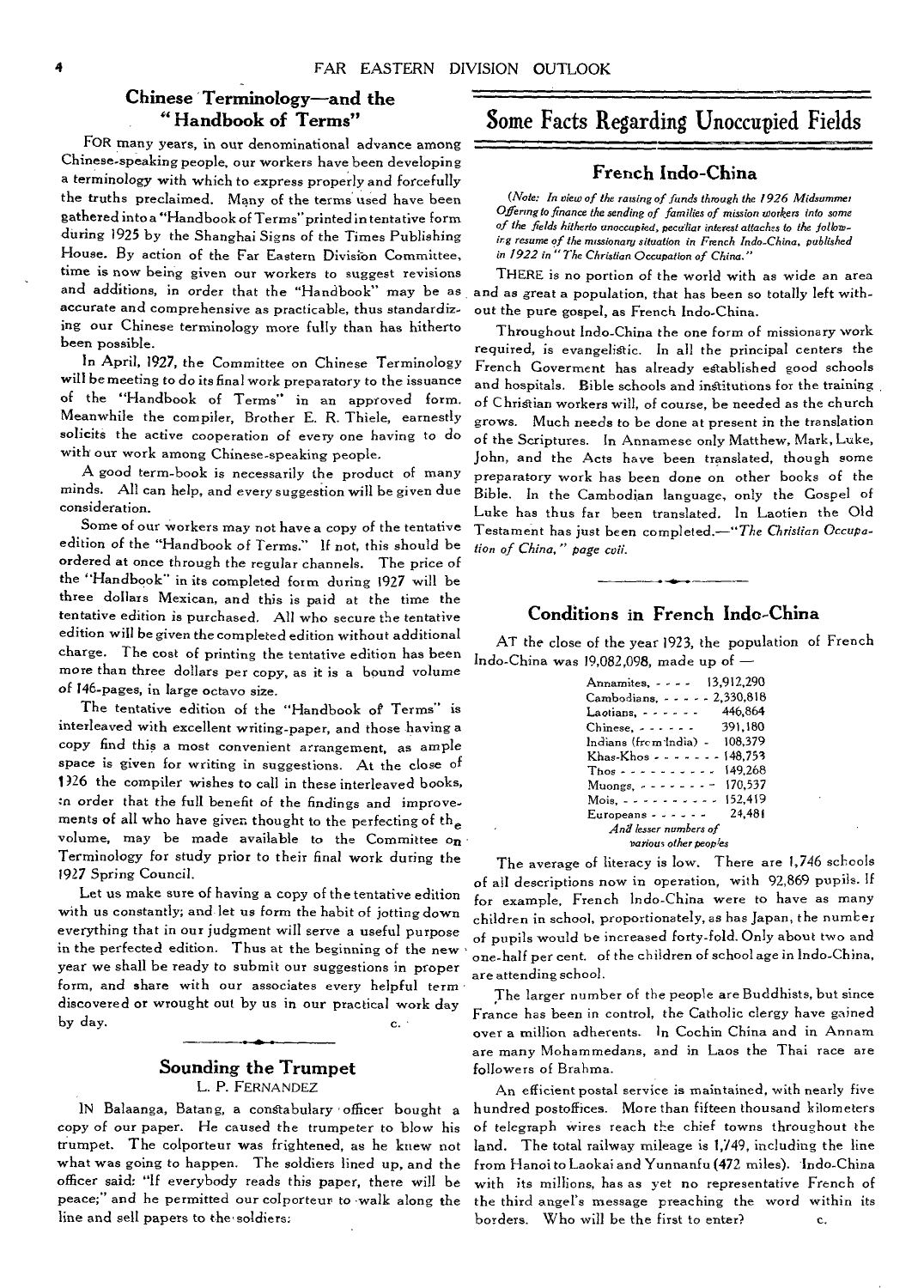## Chinese Terminology—and the "Handbook of Terms"

FOR many years, in our denominational advance among Chinese-speaking people, our workers have been developing a terminology with which to express properly and forcefully the truths preclaimed. Many of the terms used have been gathered into a "Handbook of Terms" printed in tentative form during 1925 by the Shanghai Signs of the Times Publishing House. By action of the Far Eastern Division Committee, time is now being given our workers to suggest revisions and additions, in order that the "Handbook" may be as accurate and comprehensive as practicable, thus standardizing our Chinese terminology more fully than has hitherto been possible.

In April, 1927, the Committee on Chinese Terminology will be meeting to do its final work preparatory to the issuance of the "Handbook of Terms" in an approved form. Meanwhile the compiler, Brother E. R. Thiele, earnestly solicits the active cooperation of every one having to do with our work among Chinese-speaking people.

A good term-book is necessarily the product of many minds. All can help, and every suggestion will be given due consideration.

Some of our workers may not have a copy of the tentative edition of the "Handbook of Terms." If not, this should be ordered at once through the regular channels. The price of the "Handbook" in its completed form during 1927 will be three dollars Mexican, and this is paid at the time the tentative edition is purchased. All who secure the tentative edition will be given the completed edition without additional charge. The cost of printing the tentative edition has been more than three dollars per copy, as it is a bound volume of 146-pages, in large octavo size.

The tentative edition of the "Handbook of Terms" is interleaved with excellent writing-paper, and those having a copy find this a most convenient arrangement, as ample space is given for writing in suggestions. At the close of 1926 the compiler wishes to call in these interleaved books, in order that the full benefit of the findings and improvements of all who have given thought to the perfecting of the volume, may be made available to the Committee on Terminology for study prior to their final work during the 1927 Spring Council.

Let us make sure of having a copy of the tentative edition with us constantly; and let us form the habit of jotting down everything that in our judgment will serve a useful purpose in the perfected edition. Thus at the beginning of the new year we shall be ready to submit our suggestions in proper form, and share with our associates every helpful term discovered or wrought out by us in our practical work day by day. C.

## Sounding the Trumpet

L. P. FERNANDEZ

IN Balaanga, Batang, a constabulary officer bought a copy of our paper. He caused the trumpeter to blow his trumpet. The colporteur was frightened, as he knew not what was going to happen. The soldiers lined up, and the officer said: "If everybody reads this paper, there will be peace;" and he permitted our colporteur to walk along the line and sell papers to the soldiers.

# Some Facts Regarding Unoccupied Fields

## French Indo-China

*(Note: In view of the raising of funds through the 1926 Midsummer Offering to finance the sending of families of mission workers into some of the fields hitherto unoccupied, peculiar interest attaches to the following resume of the missionary situation in French Indo-China, published in 1922 in "The Christian Occupation of China.")*

THERE is no portion of the world with as wide an area and as great a population, that has been so totally left without the pure gospel, as French Indo-China.

Throughout Indo-China the one form of missionary work required, is evangelistic. In all the principal centers the French Goverment has already established good schools and hospitals. Bible schools and institutions for the training of Christian workers will, of course, be needed as the church grows. Much needs to be done at present in the translation of the Scriptures. In Annamese only Matthew, Mark, Luke, John, and the Acts have been translated, though some preparatory work has been done on other books of the Bible. In the Cambodian language, only the Gospel of Luke has thus far been translated. In Laotien the Old Testament has just been completed.—*"The Christian Occupation of China," page cvii.*

## Conditions in French Indo-China

AT the close of the year 1923, the population of French Indo-China was 19,082,098, made up of —

| | |
|---|---|
| Annamites, | 13,912,290 |
| Cambodians, | 2,330,818 |
| Laotians, | 446,864 |
| Chinese, | 391,180 |
| Indians (from India) | 108,379 |
| Khas-Khos | 148,753 |
| Thos | 149,268 |
| Muongs, | 170,537 |
| Mois, | 152,419 |
| Europeans | 24,481 |

*And lesser numbers of various other peoples*

The average of literacy is low. There are 1,746 schools of all descriptions now in operation, with 92,869 pupils. If for example, French Indo-China were to have as many children in school, proportionately, as has Japan, the number of pupils would be increased forty-fold. Only about two and one-half per cent. of the children of school age in Indo-China, are attending school.

The larger number of the people are Buddhists, but since France has been in control, the Catholic clergy have gained over a million adherents. In Cochin China and in Annam are many Mohammedans, and in Laos the Thai race are followers of Brahma.

An efficient postal service is maintained, with nearly five hundred postoffices. More than fifteen thousand kilometers of telegraph wires reach the chief towns throughout the land. The total railway mileage is 1,749, including the line from Hanoi to Laokai and Yunnanfu (472 miles). Indo-China with its millions, has as yet no representative French of the third angel's message preaching the word within its borders. Who will be the first to enter? C.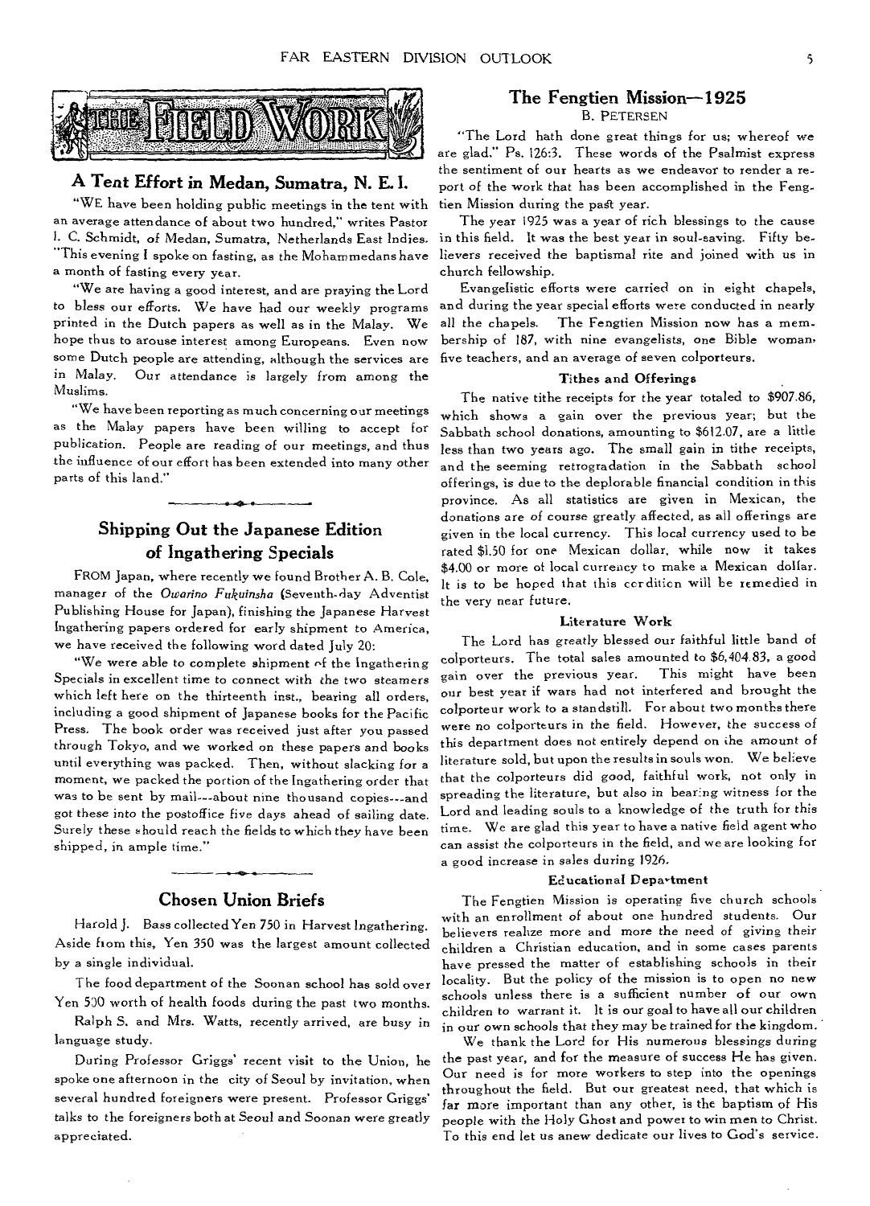## THE FIELD WORK

### A Tent Effort in Medan, Sumatra, N. E. I.

"WE have been holding public meetings in the tent with an average attendance of about two hundred," writes Pastor I. C. Schmidt, of Medan, Sumatra, Netherlands East Indies. "This evening I spoke on fasting, as the Mohammedans have a month of fasting every year.

"We are having a good interest, and are praying the Lord to bless our efforts. We have had our weekly programs printed in the Dutch papers as well as in the Malay. We hope thus to arouse interest among Europeans. Even now some Dutch people are attending, although the services are in Malay. Our attendance is largely from among the Muslims.

"We have been reporting as much concerning our meetings as the Malay papers have been willing to accept for publication. People are reading of our meetings, and thus the influence of our effort has been extended into many other parts of this land."

---

### Shipping Out the Japanese Edition of Ingathering Specials

FROM Japan, where recently we found Brother A. B. Cole, manager of the *Owarino Fukuinsha* (Seventh-day Adventist Publishing House for Japan), finishing the Japanese Harvest Ingathering papers ordered for early shipment to America, we have received the following word dated July 20:

"We were able to complete shipment of the Ingathering Specials in excellent time to connect with the two steamers which left here on the thirteenth inst., bearing all orders, including a good shipment of Japanese books for the Pacific Press. The book order was received just after you passed through Tokyo, and we worked on these papers and books until everything was packed. Then, without slacking for a moment, we packed the portion of the Ingathering order that was to be sent by mail---about nine thousand copies---and got these into the postoffice five days ahead of sailing date. Surely these should reach the fields to which they have been shipped, in ample time."

---

### Chosen Union Briefs

Harold J. Bass collected Yen 750 in Harvest Ingathering. Aside from this, Yen 350 was the largest amount collected by a single individual.

The food department of the Soonan school has sold over Yen 500 worth of health foods during the past two months.

Ralph S. and Mrs. Watts, recently arrived, are busy in language study.

During Professor Griggs' recent visit to the Union, he spoke one afternoon in the city of Seoul by invitation, when several hundred foreigners were present. Professor Griggs' talks to the foreigners both at Seoul and Soonan were greatly appreciated.

### The Fengtien Mission—1925

B. PETERSEN

"The Lord hath done great things for us; whereof we are glad." Ps. 126:3. These words of the Psalmist express the sentiment of our hearts as we endeavor to render a report of the work that has been accomplished in the Fengtien Mission during the past year.

The year 1925 was a year of rich blessings to the cause in this field. It was the best year in soul-saving. Fifty believers received the baptismal rite and joined with us in church fellowship.

Evangelistic efforts were carried on in eight chapels, and during the year special efforts were conducted in nearly all the chapels. The Fengtien Mission now has a membership of 187, with nine evangelists, one Bible woman, five teachers, and an average of seven colporteurs.

#### Tithes and Offerings

The native tithe receipts for the year totaled to $907.86, which shows a gain over the previous year; but the Sabbath school donations, amounting to $612.07, are a little less than two years ago. The small gain in tithe receipts, and the seeming retrogradation in the Sabbath school offerings, is due to the deplorable financial condition in this province. As all statistics are given in Mexican, the donations are of course greatly affected, as all offerings are given in the local currency. This local currency used to be rated $1.50 for one Mexican dollar, while now it takes $4.00 or more of local currency to make a Mexican dollar. It is to be hoped that this condition will be remedied in the very near future.

#### Literature Work

The Lord has greatly blessed our faithful little band of colporteurs. The total sales amounted to $6,404.83, a good gain over the previous year. This might have been our best year if wars had not interfered and brought the colporteur work to a standstill. For about two months there were no colporteurs in the field. However, the success of this department does not entirely depend on the amount of literature sold, but upon the results in souls won. We believe that the colporteurs did good, faithful work, not only in spreading the literature, but also in bearing witness for the Lord and leading souls to a knowledge of the truth for this time. We are glad this year to have a native field agent who can assist the colporteurs in the field, and we are looking for a good increase in sales during 1926.

#### Educational Department

The Fengtien Mission is operating five church schools with an enrollment of about one hundred students. Our believers realize more and more the need of giving their children a Christian education, and in some cases parents have pressed the matter of establishing schools in their locality. But the policy of the mission is to open no new schools unless there is a sufficient number of our own children to warrant it. It is our goal to have all our children in our own schools that they may be trained for the kingdom.

We thank the Lord for His numerous blessings during the past year, and for the measure of success He has given. Our need is for more workers to step into the openings throughout the field. But our greatest need, that which is far more important than any other, is the baptism of His people with the Holy Ghost and power to win men to Christ. To this end let us anew dedicate our lives to God's service.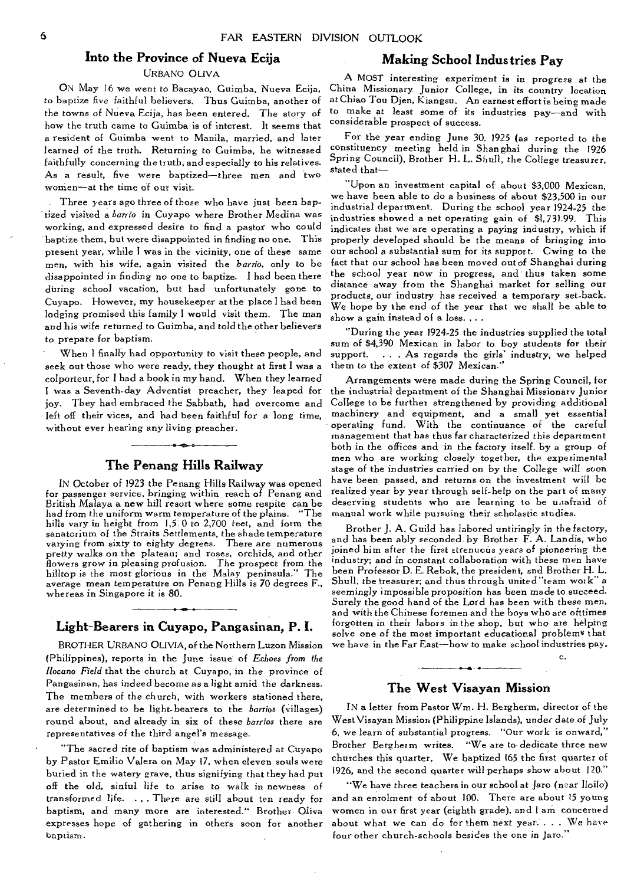## Into the Province of Nueva Ecija

URBANO OLIVA

ON May 16 we went to Bacayao, Guimba, Nueva Ecija, to baptize five faithful believers. Thus Guimba, another of the towns of Nueva Ecija, has been entered. The story of how the truth came to Guimba is of interest. It seems that a resident of Guimba went to Manila, married, and later learned of the truth. Returning to Guimba, he witnessed faithfully concerning the truth, and especially to his relatives. As a result, five were baptized—three men and two women—at the time of our visit.

Three years ago three of those who have just been baptized visited a *barrio* in Cuyapo where Brother Medina was working, and expressed desire to find a pastor who could baptize them, but were disappointed in finding no one. This present year, while I was in the vicinity, one of these same men, with his wife, again visited the *barrio*, only to be disappointed in finding no one to baptize. I had been there during school vacation, but had unfortunately gone to Cuyapo. However, my housekeeper at the place I had been lodging promised this family I would visit them. The man and his wife returned to Guimba, and told the other believers to prepare for baptism.

When I finally had opportunity to visit these people, and seek out those who were ready, they thought at first I was a colporteur, for I had a book in my hand. When they learned I was a Seventh-day Adventist preacher, they leaped for joy. They had embraced the Sabbath, had overcome and left off their vices, and had been faithful for a long time, without ever hearing any living preacher.

## The Penang Hills Railway

IN October of 1923 the Penang Hills Railway was opened for passenger service, bringing within reach of Penang and British Malaya a new hill resort where some respite can be had from the uniform warm temperature of the plains. "The hills vary in height from 1,5 0 to 2,700 feet, and form the sanatorium of the Straits Settlements, the shade temperature varying from sixty to eighty degrees. There are numerous pretty walks on the plateau; and roses, orchids, and other flowers grow in pleasing profusion. The prospect from the hilltop is the most glorious in the Malay peninsula." The average mean temperature on Penang Hills is 70 degrees F., whereas in Singapore it is 80.

## Light-Bearers in Cuyapo, Pangasinan, P. I.

BROTHER URBANO OLIVIA, of the Northern Luzon Mission (Philippines), reports in the June issue of *Echoes from the Ilocano Field* that the church at Cuyapo, in the province of Pangasinan, has indeed become as a light amid the darkness. The members of the church, with workers stationed there, are determined to be light-bearers to the *barrios* (villages) round about, and already in six of these *barrios* there are representatives of the third angel's message.

"The sacred rite of baptism was administered at Cuyapo by Pastor Emilio Valera on May 17, when eleven souls were buried in the watery grave, thus signifying that they had put off the old, sinful life to arise to walk in newness of transformed life. . . . There are still about ten ready for baptism, and many more are interested." Brother Oliva expresses hope of gathering in others soon for another baptism.

## Making School Industries Pay

A MOST interesting experiment is in progress at the China Missionary Junior College, in its country location at Chiao Tou Djen, Kiangsu. An earnest effort is being made to make at least some of its industries pay—and with considerable prospect of success.

For the year ending June 30, 1925 (as reported to the constituency meeting held in Shanghai during the 1926 Spring Council), Brother H. L. Shull, the College treasurer, stated that—

"Upon an investment capital of about $3,000 Mexican, we have been able to do a business of about $23,500 in our industrial department. During the school year 1924-25 the industries showed a net operating gain of $1,731.99. This indicates that we are operating a paying industry, which if properly developed should be the means of bringing into our school a substantial sum for its support. Cwing to the fact that our school has been moved out of Shanghai during the school year now in progress, and thus taken some distance away from the Shanghai market for selling our products, our industry has received a temporary set-back. We hope by the end of the year that we shall be able to show a gain instead of a loss. . . .

"During the year 1924-25 the industries supplied the total sum of $4,390 Mexican in labor to boy students for their support. . . . As regards the girls' industry, we helped them to the extent of $307 Mexican."

Arrangements were made during the Spring Council, for the industrial department of the Shanghai Missionary Junior College to be further strengthened by providing additional machinery and equipment, and a small yet essential operating fund. With the continuance of the careful management that has thus far characterized this department both in the offices and in the factory itself, by a group of men who are working closely together, the experimental stage of the industries carried on by the College will soon have been passed, and returns on the investment will be realized year by year through self-help on the part of many deserving students who are learning to be unafraid of manual work while pursuing their scholastic studies.

Brother J. A. Guild has labored untiringly in the factory, and has been ably seconded by Brother F. A. Landis, who joined him after the first strenuous years of pioneering the industry; and in constant collaboration with these men have been Professor D. E. Rebok, the president, snd Brother H. L. Shull, the treasurer; and thus through united "team work" a seemingly impossible proposition has been made to succeed. Surely the good hand of the Lord has been with these men, and with the Chinese foremen and the boys who are ofttimes forgotten in their labors in the shop, but who are helping solve one of the most important educational problems that we have in the Far East—how to make school industries pay.

C.

## The West Visayan Mission

IN a letter from Pastor Wm. H. Bergherm, director of the West Visayan Mission (Philippine Islands), under date of July 6, we learn of substantial progress. "Our work is onward," Brother Bergherm writes. "We are to dedicate three new churches this quarter. We baptized 165 the first quarter of 1926, and the second quarter will perhaps show about 120."

"We have three teachers in our school at Jaro (near Iloilo) and an enrolment of about 100. There are about 15 young women in our first year (eighth grade), and I am concerned about what we can do for them next year. . . . We have four other church-schools besides the one in Jaro."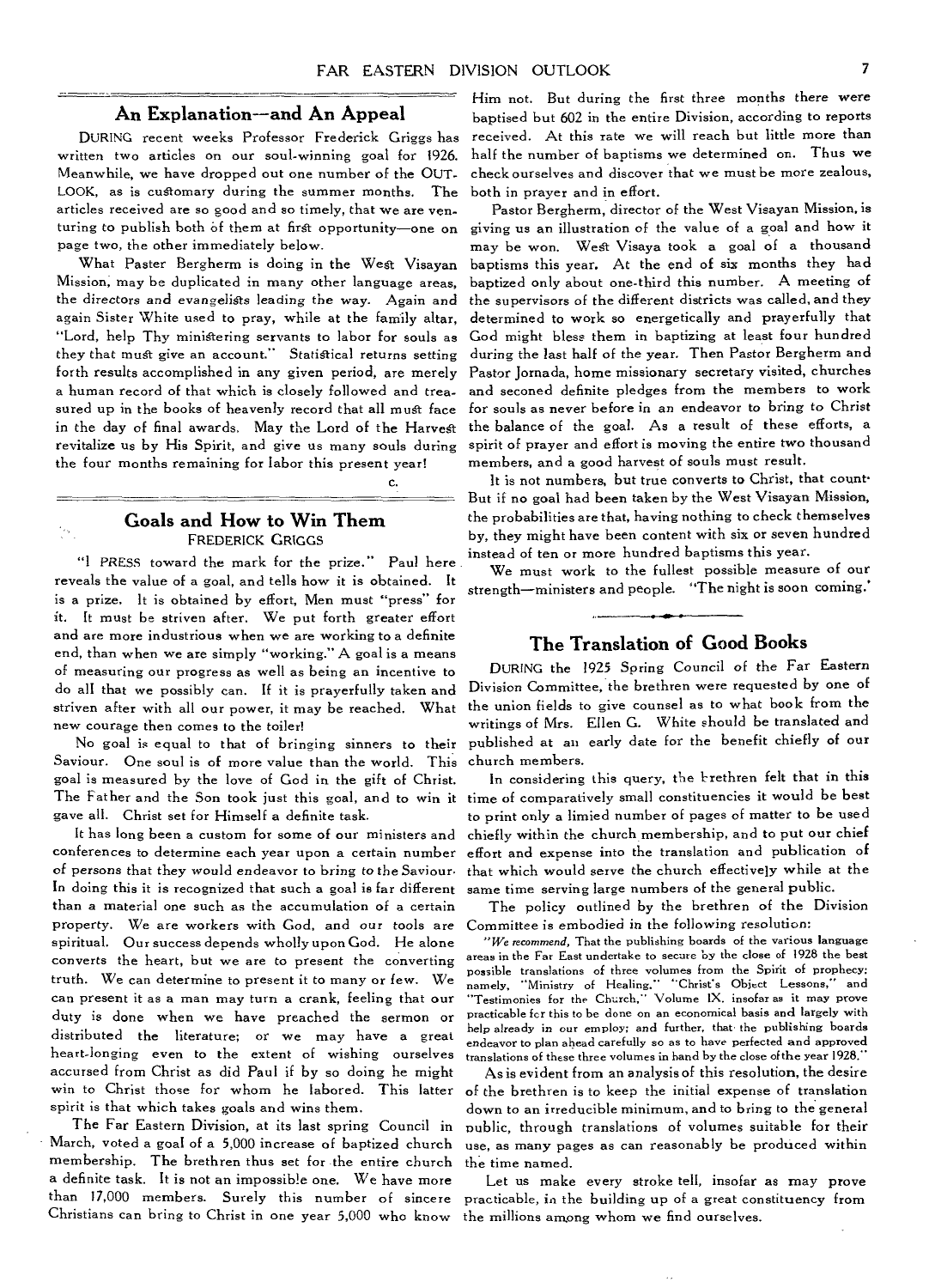## An Explanation—and An Appeal

DURING recent weeks Professor Frederick Griggs has written two articles on our soul-winning goal for 1926. Meanwhile, we have dropped out one number of the OUTLOOK, as is customary during the summer months. The articles received are so good and so timely, that we are venturing to publish both of them at first opportunity—one on page two, the other immediately below.

What Paster Bergherm is doing in the West Visayan Mission, may be duplicated in many other language areas, the directors and evangelists leading the way. Again and again Sister White used to pray, while at the family altar, "Lord, help Thy ministering servants to labor for souls as they that must give an account." Statistical returns setting forth results accomplished in any given period, are merely a human record of that which is closely followed and treasured up in the books of heavenly record that all must face in the day of final awards. May the Lord of the Harvest revitalize us by His Spirit, and give us many souls during the four months remaining for labor this present year!

C.

## Goals and How to Win Them

FREDERICK GRIGGS

"I PRESS toward the mark for the prize." Paul here reveals the value of a goal, and tells how it is obtained. It is a prize. It is obtained by effort. Men must "press" for it. It must be striven after. We put forth greater effort and are more industrious when we are working to a definite end, than when we are simply "working." A goal is a means of measuring our progress as well as being an incentive to do all that we possibly can. If it is prayerfully taken and striven after with all our power, it may be reached. What new courage then comes to the toiler!

No goal is equal to that of bringing sinners to their Saviour. One soul is of more value than the world. This goal is measured by the love of God in the gift of Christ. The Father and the Son took just this goal, and to win it gave all. Christ set for Himself a definite task.

It has long been a custom for some of our ministers and conferences to determine each year upon a certain number of persons that they would endeavor to bring to the Saviour. In doing this it is recognized that such a goal is far different than a material one such as the accumulation of a certain property. We are workers with God, and our tools are spiritual. Our success depends wholly upon God. He alone converts the heart, but we are to present the converting truth. We can determine to present it to many or few. We can present it as a man may turn a crank, feeling that our duty is done when we have preached the sermon or distributed the literature; or we may have a great heart-longing even to the extent of wishing ourselves accursed from Christ as did Paul if by so doing he might win to Christ those for whom he labored. This latter spirit is that which takes goals and wins them.

The Far Eastern Division, at its last spring Council in March, voted a goal of a 5,000 increase of baptized church membership. The brethren thus set for the entire church a definite task. It is not an impossible one. We have more than 17,000 members. Surely this number of sincere Christians can bring to Christ in one year 5,000 who know Him not. But during the first three months there were baptised but 602 in the entire Division, according to reports received. At this rate we will reach but little more than half the number of baptisms we determined on. Thus we check ourselves and discover that we must be more zealous, both in prayer and in effort.

Pastor Bergherm, director of the West Visayan Mission, is giving us an illustration of the value of a goal and how it may be won. West Visaya took a goal of a thousand baptisms this year. At the end of six months they had baptized only about one-third this number. A meeting of the supervisors of the different districts was called, and they determined to work so energetically and prayerfully that God might bless them in baptizing at least four hundred during the last half of the year. Then Pastor Bergherm and Pastor Jornada, home missionary secretary visited, churches and seconed definite pledges from the members to work for souls as never before in an endeavor to bring to Christ the balance of the goal. As a result of these efforts, a spirit of prayer and effort is moving the entire two thousand members, and a good harvest of souls must result.

It is not numbers, but true converts to Christ, that count. But if no goal had been taken by the West Visayan Mission, the probabilities are that, having nothing to check themselves by, they might have been content with six or seven hundred instead of ten or more hundred baptisms this year.

We must work to the fullest possible measure of our strength—ministers and people. "The night is soon coming."

## The Translation of Good Books

DURING the 1925 Spring Council of the Far Eastern Division Committee, the brethren were requested by one of the union fields to give counsel as to what book from the writings of Mrs. Ellen G. White should be translated and published at an early date for the benefit chiefly of our church members.

In considering this query, the brethren felt that in this time of comparatively small constituencies it would be best to print only a limied number of pages of matter to be used chiefly within the church membership, and to put our chief effort and expense into the translation and publication of that which would serve the church effectively while at the same time serving large numbers of the general public.

The policy outlined by the brethren of the Division Committee is embodied in the following resolution:

"*We recommend,* That the publishing boards of the various language areas in the Far East undertake to secure by the close of 1928 the best possible translations of three volumes from the Spirit of prophecy; namely, "Ministry of Healing," "Christ's Object Lessons," and "Testimonies for the Church," Volume IX, insofar as it may prove practicable for this to be done on an economical basis and largely with help already in our employ; and further, that the publishing boards endeavor to plan ahead carefully so as to have perfected and approved translations of these three volumes in hand by the close of the year 1928."

As is evident from an analysis of this resolution, the desire of the brethren is to keep the initial expense of translation down to an irreducible minimum, and to bring to the general public, through translations of volumes suitable for their use, as many pages as can reasonably be produced within the time named.

Let us make every stroke tell, insofar as may prove practicable, in the building up of a great constituency from the millions among whom we find ourselves.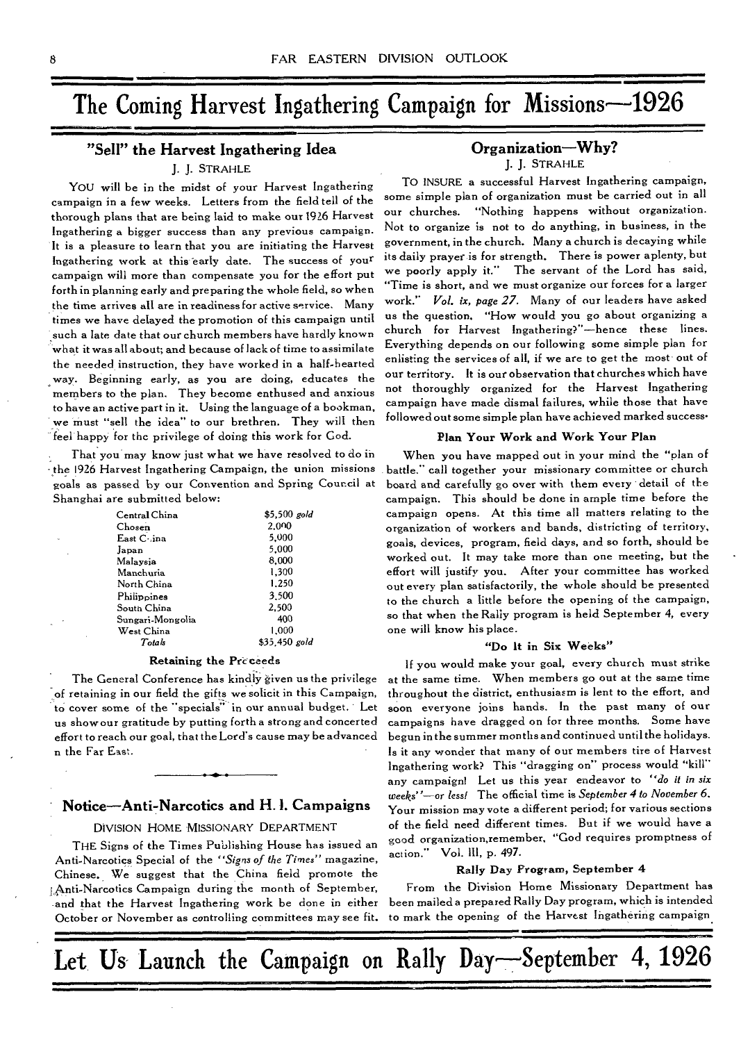# The Coming Harvest Ingathering Campaign for Missions—1926

## "Sell" the Harvest Ingathering Idea

J. J. STRAHLE

YOU will be in the midst of your Harvest Ingathering campaign in a few weeks. Letters from the field tell of the thorough plans that are being laid to make our 1926 Harvest Ingathering a bigger success than any previous campaign. It is a pleasure to learn that you are initiating the Harvest Ingathering work at this early date. The success of your campaign will more than compensate you for the effort put forth in planning early and preparing the whole field, so when the time arrives all are in readiness for active service. Many times we have delayed the promotion of this campaign until such a late date that our church members have hardly known what it was all about; and because of lack of time to assimilate the needed instruction, they have worked in a half-hearted way. Beginning early, as you are doing, educates the members to the plan. They become enthused and anxious to have an active part in it. Using the language of a bookman, we must "sell the idea" to our brethren. They will then feel happy for the privilege of doing this work for God.

That you may know just what we have resolved to do in the 1926 Harvest Ingathering Campaign, the union missions goals as passed by our Convention and Spring Council at Shanghai are submitted below:

| | |
|---|---|
| Central China | $5,500 *gold* |
| Chosen | 2,000 |
| East China | 5,000 |
| Japan | 5,000 |
| Malaysia | 8,000 |
| Manchuria | 1,300 |
| North China | 1,250 |
| Philippines | 3,500 |
| South China | 2,500 |
| Sungari-Mongolia | 400 |
| West China | 1,000 |
| *Totals* | $35,450 *gold* |

### Retaining the Proceeds

The General Conference has kindly given us the privilege of retaining in our field the gifts we solicit in this Campaign, to cover some of the "specials" in our annual budget. Let us show our gratitude by putting forth a strong and concerted effort to reach our goal, that the Lord's cause may be advanced in the Far East.

## Notice—Anti-Narcotics and H. I. Campaigns

DIVISION HOME MISSIONARY DEPARTMENT

THE Signs of the Times Publishing House has issued an Anti-Narcotics Special of the *"Signs of the Times"* magazine, Chinese. We suggest that the China field promote the Anti-Narcotics Campaign during the month of September, and that the Harvest Ingathering work be done in either October or November as controlling committees may see fit.

## Organization—Why?

J. J. STRAHLE

TO INSURE a successful Harvest Ingathering campaign, some simple plan of organization must be carried out in all our churches. "Nothing happens without organization. Not to organize is not to do anything, in business, in the government, in the church. Many a church is decaying while its daily prayer is for strength. There is power aplenty, but we poorly apply it." The servant of the Lord has said, "Time is short, and we must organize our forces for a larger work." *Vol. ix, page 27.* Many of our leaders have asked us the question, "How would you go about organizing a church for Harvest Ingathering?"—hence these lines. Everything depends on our following some simple plan for enlisting the services of all, if we are to get the most out of our territory. It is our observation that churches which have not thoroughly organized for the Harvest Ingathering campaign have made dismal failures, while those that have followed out some simple plan have achieved marked success.

### Plan Your Work and Work Your Plan

When you have mapped out in your mind the "plan of battle," call together your missionary committee or church board and carefully go over with them every detail of the campaign. This should be done in ample time before the campaign opens. At this time all matters relating to the organization of workers and bands, districting of territory, goals, devices, program, field days, and so forth, should be worked out. It may take more than one meeting, but the effort will justify you. After your committee has worked out every plan satisfactorily, the whole should be presented to the church a little before the opening of the campaign, so that when the Rally program is held September 4, every one will know his place.

### "Do It in Six Weeks"

If you would make your goal, every church must strike at the same time. When members go out at the same time throughout the district, enthusiasm is lent to the effort, and soon everyone joins hands. In the past many of our campaigns have dragged on for three months. Some have begun in the summer months and continued until the holidays. Is it any wonder that many of our members tire of Harvest Ingathering work? This "dragging on" process would "kill" any campaign! Let us this year endeavor to *"do it in six weeks"—or less!* The official time is *September 4 to November 6.* Your mission may vote a different period; for various sections of the field need different times. But if we would have a good organization, remember, "God requires promptness of action." Vol. III, p. 497.

### Rally Day Program, September 4

From the Division Home Missionary Department has been mailed a prepared Rally Day program, which is intended to mark the opening of the Harvest Ingathering campaign

# Let Us Launch the Campaign on Rally Day—September 4, 1926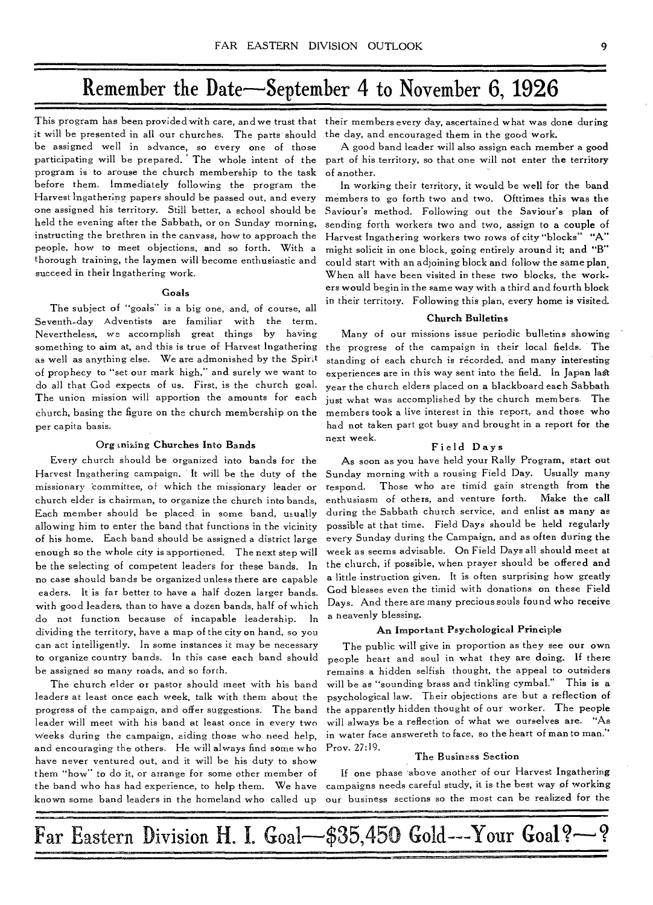# Remember the Date—September 4 to November 6, 1926

This program has been provided with care, and we trust that it will be presented in all our churches. The parts should be assigned well in advance, so every one of those participating will be prepared. The whole intent of the program is to arouse the church membership to the task before them. Immediately following the program the Harvest Ingathering papers should be passed out, and every one assigned his territory. Still better, a school should be held the evening after the Sabbath, or on Sunday morning, instructing the brethren in the canvass, how to approach the people, how to meet objections, and so forth. With a thorough training, the laymen will become enthusiastic and succeed in their Ingathering work.

### Goals

The subject of "goals" is a big one, and, of course, all Seventh-day Adventists are familiar with the term. Nevertheless, we accomplish great things by having something to aim at, and this is true of Harvest Ingathering as well as anything else. We are admonished by the Spirit of prophecy to "set our mark high," and surely we want to do all that God expects of us. First, is the church goal. The union mission will apportion the amounts for each church, basing the figure on the church membership on the per capita basis.

### Organizing Churches Into Bands

Every church should be organized into bands for the Harvest Ingathering campaign. It will be the duty of the missionary committee, of which the missionary leader or church elder is chairman, to organize the church into bands. Each member should be placed in some band, usually allowing him to enter the band that functions in the vicinity of his home. Each band should be assigned a district large enough so the whole city is apportioned. The next step will be the selecting of competent leaders for these bands. In no case should bands be organized unless there are capable leaders. It is far better to have a half dozen larger bands with good leaders, than to have a dozen bands, half of which do not function because of incapable leadership. In dividing the territory, have a map of the city on hand, so you can act intelligently. In some instances it may be necessary to organize country bands. In this case each band should be assigned so many roads, and so forth.

The church elder or pastor should meet with his band leaders at least once each week, talk with them about the progress of the campaign, and offer suggestions. The band leader will meet with his band at least once in every two weeks during the campaign, aiding those who need help, and encouraging the others. He will always find some who have never ventured out, and it will be his duty to show them "how" to do it, or arrange for some other member of the band who has had experience, to help them. We have known some band leaders in the homeland who called up their members every day, ascertained what was done during the day, and encouraged them in the good work.

A good band leader will also assign each member a good part of his territory, so that one will not enter the territory of another.

In working their territory, it would be well for the band members to go forth two and two. Ofttimes this was the Saviour's method. Following out the Saviour's plan of sending forth workers two and two, assign to a couple of Harvest Ingathering workers two rows of city "blocks" "A" might solicit in one block, going entirely around it; and "B" could start with an adjoining block and follow the same plan. When all have been visited in these two blocks, the workers would begin in the same way with a third and fourth block in their territory. Following this plan, every home is visited.

### Church Bulletins

Many of our missions issue periodic bulletins showing the progress of the campaign in their local fields. The standing of each church is recorded, and many interesting experiences are in this way sent into the field. In Japan last year the church elders placed on a blackboard each Sabbath just what was accomplished by the church members. The members took a live interest in this report, and those who had not taken part got busy and brought in a report for the next week.

### Field Days

As soon as you have held your Rally Program, start out Sunday morning with a rousing Field Day. Usually many respond. Those who are timid gain strength from the enthusiasm of others, and venture forth. Make the call during the Sabbath church service, and enlist as many as possible at that time. Field Days should be held regularly every Sunday during the Campaign, and as often during the week as seems advisable. On Field Days all should meet at the church, if possible, when prayer should be offered and a little instruction given. It is often surprising how greatly God blesses even the timid with donations on these Field Days. And there are many precious souls found who receive a heavenly blessing.

### An Important Psychological Principle

The public will give in proportion as they see our own people heart and soul in what they are doing. If there remains a hidden selfish thought, the appeal to outsiders will be as "sounding brass and tinkling cymbal." This is a psychological law. Their objections are but a reflection of the apparently hidden thought of our worker. The people will always be a reflection of what we ourselves are. "As in water face answereth to face, so the heart of man to man." Prov. 27:19.

### The Business Section

If one phase above another of our Harvest Ingathering campaigns needs careful study, it is the best way of working our business sections so the most can be realized for the

## Far Eastern Division H. I. Goal—$35,450 Gold—Your Goal?—?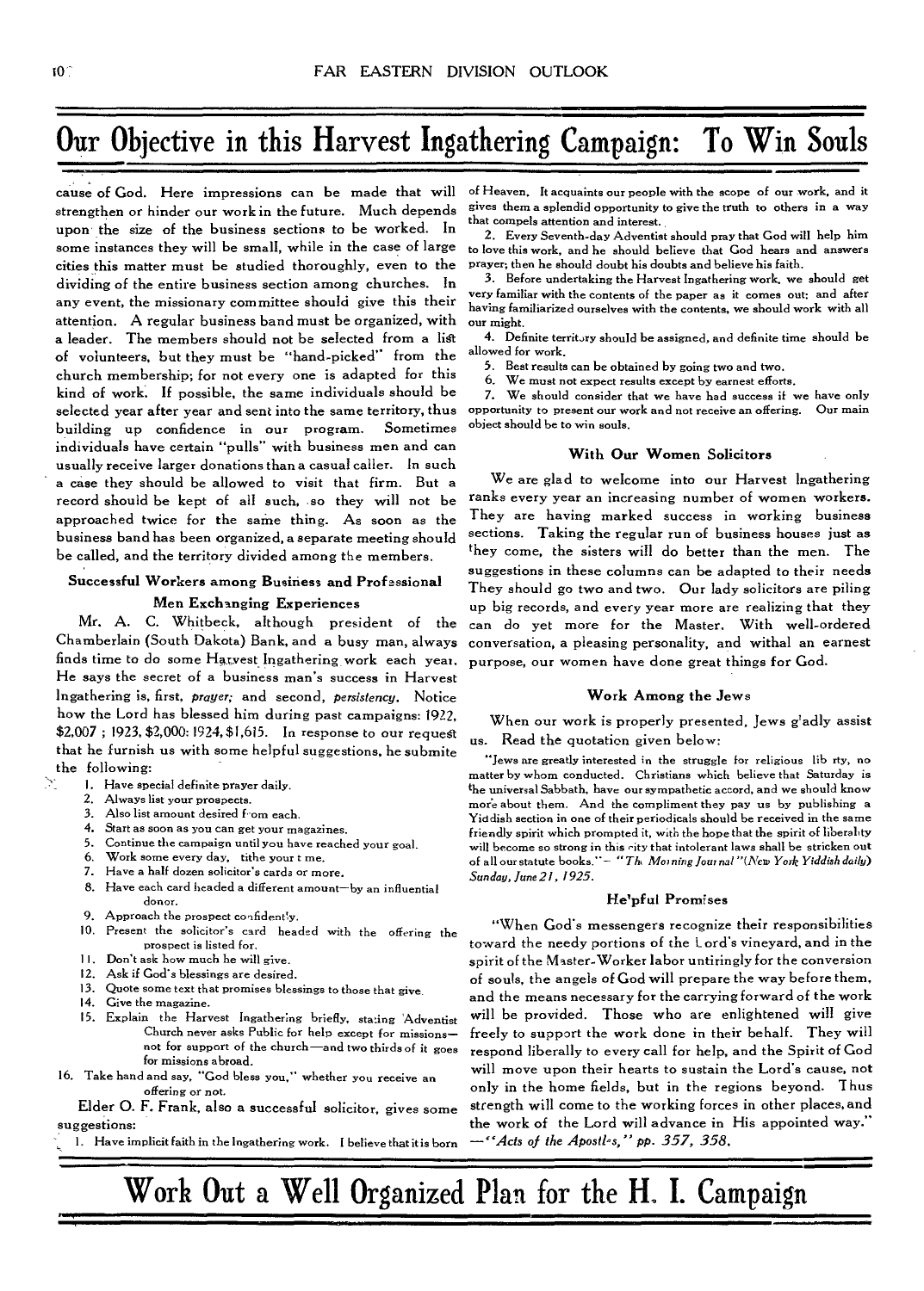# Our Objective in this Harvest Ingathering Campaign: To Win Souls

cause of God. Here impressions can be made that will strengthen or hinder our work in the future. Much depends upon the size of the business sections to be worked. In some instances they will be small, while in the case of large cities this matter must be studied thoroughly, even to the dividing of the entire business section among churches. In any event, the missionary committee should give this their attention. A regular business band must be organized, with a leader. The members should not be selected from a list of volunteers, but they must be "hand-picked" from the church membership; for not every one is adapted for this kind of work. If possible, the same individuals should be selected year after year and sent into the same territory, thus building up confidence in our program. Sometimes individuals have certain "pulls" with business men and can usually receive larger donations than a casual caller. In such a case they should be allowed to visit that firm. But a record should be kept of all such, so they will not be approached twice for the same thing. As soon as the business band has been organized, a separate meeting should be called, and the territory divided among the members.

### Successful Workers among Business and Professional Men Exchanging Experiences

Mr. A. C. Whitbeck, although president of the Chamberlain (South Dakota) Bank, and a busy man, always finds time to do some Harvest Ingathering work each year. He says the secret of a business man's success in Harvest Ingathering is, first, *prayer;* and second, *persistency.* Notice how the Lord has blessed him during past campaigns: 1922, $2,007 ; 1923, $2,000: 1924, $1,615. In response to our request that he furnish us with some helpful suggestions, he submits the following:

1. Have special definite prayer daily.
2. Always list your prospects.
3. Also list amount desired from each.
4. Start as soon as you can get your magazines.
5. Continue the campaign until you have reached your goal.
6. Work some every day, tithe your time.
7. Have a half dozen solicitor's cards or more.
8. Have each card headed a different amount—by an influential donor.
9. Approach the prospect confidently.
10. Present the solicitor's card headed with the offering the prospect is listed for.
11. Don't ask how much he will give.
12. Ask if God's blessings are desired.
13. Quote some text that promises blessings to those that give.
14. Give the magazine.
15. Explain the Harvest Ingathering briefly, stating 'Adventist Church never asks Public for help except for missions—not for support of the church—and two thirds of it goes for missions abroad.
16. Take hand and say, "God bless you," whether you receive an offering or not.

Elder O. F. Frank, also a successful solicitor, gives some suggestions:

1. Have implicit faith in the Ingathering work. I believe that it is born of Heaven. It acquaints our people with the scope of our work, and it gives them a splendid opportunity to give the truth to others in a way that compels attention and interest.
2. Every Seventh-day Adventist should pray that God will help him to love this work, and he should believe that God hears and answers prayer; then he should doubt his doubts and believe his faith.
3. Before undertaking the Harvest Ingathering work, we should get very familiar with the contents of the paper as it comes out; and after having familiarized ourselves with the contents, we should work with all our might.
4. Definite territory should be assigned, and definite time should be allowed for work.
5. Best results can be obtained by going two and two.
6. We must not expect results except by earnest efforts.
7. We should consider that we have had success if we have only opportunity to present our work and not receive an offering. Our main object should be to win souls.

### With Our Women Solicitors

We are glad to welcome into our Harvest Ingathering ranks every year an increasing number of women workers. They are having marked success in working business sections. Taking the regular run of business houses just as they come, the sisters will do better than the men. The suggestions in these columns can be adapted to their needs They should go two and two. Our lady solicitors are piling up big records, and every year more are realizing that they can do yet more for the Master. With well-ordered conversation, a pleasing personality, and withal an earnest purpose, our women have done great things for God.

### Work Among the Jews

When our work is properly presented, Jews gladly assist us. Read the quotation given below:

"Jews are greatly interested in the struggle for religious liberty, no matter by whom conducted. Christians which believe that Saturday is the universal Sabbath, have our sympathetic accord, and we should know more about them. And the compliment they pay us by publishing a Yiddish section in one of their periodicals should be received in the same friendly spirit which prompted it, with the hope that the spirit of liberality will become so strong in this city that intolerant laws shall be stricken out of all our statute books."—*"The Morning Journal"(New York Yiddish daily) Sunday, June 21, 1925.*

### Helpful Promises

"When God's messengers recognize their responsibilities toward the needy portions of the Lord's vineyard, and in the spirit of the Master-Worker labor untiringly for the conversion of souls, the angels of God will prepare the way before them, and the means necessary for the carrying forward of the work will be provided. Those who are enlightened will give freely to support the work done in their behalf. They will respond liberally to every call for help, and the Spirit of God will move upon their hearts to sustain the Lord's cause, not only in the home fields, but in the regions beyond. Thus strength will come to the working forces in other places, and the work of the Lord will advance in His appointed way." —*"Acts of the Apostles," pp. 357, 358.*

# Work Out a Well Organized Plan for the H. I. Campaign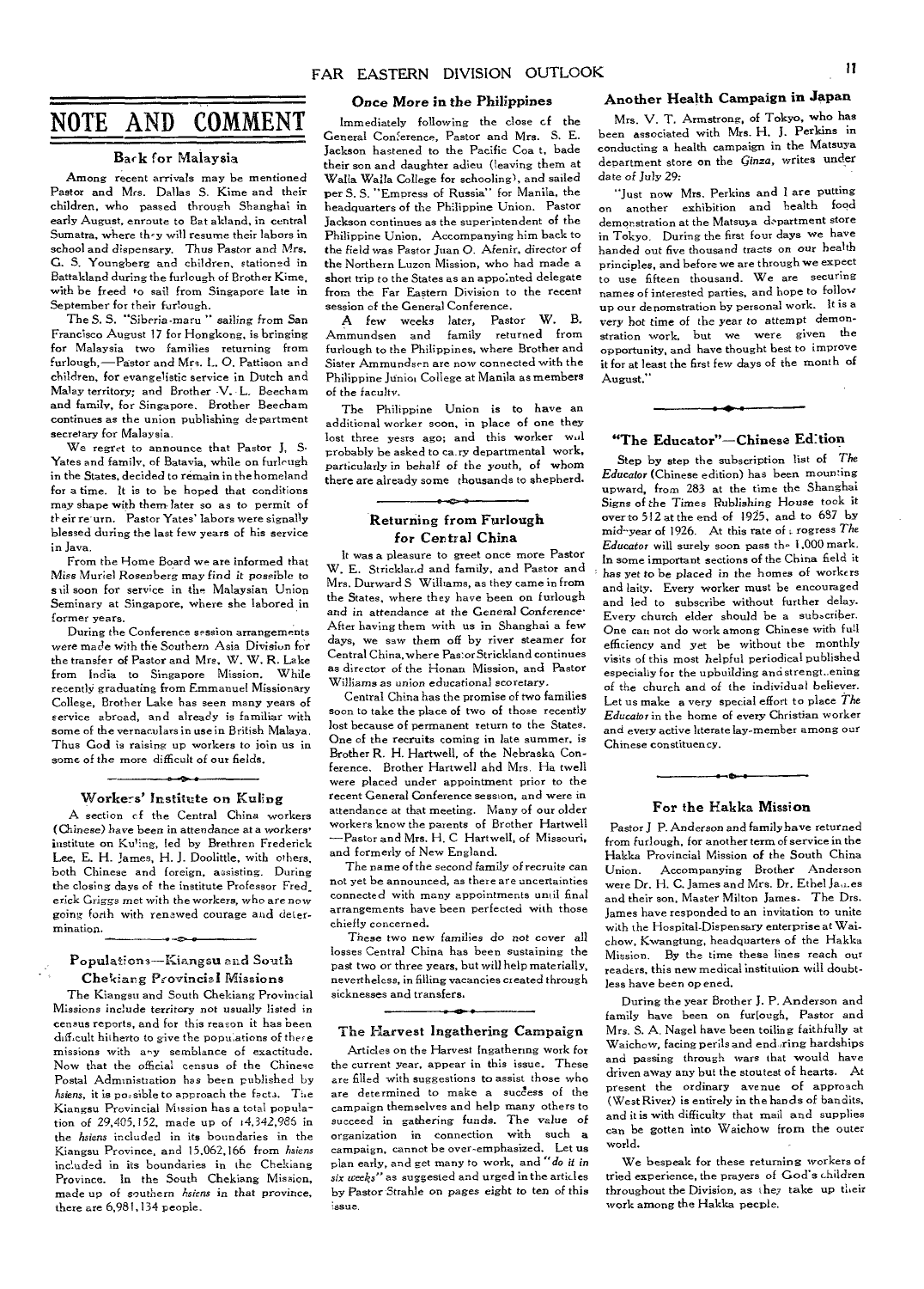# NOTE AND COMMENT

### Back for Malaysia

Among recent arrivals may be mentioned Pastor and Mrs. Dallas S. Kime and their children, who passed through Shanghai in early August, enroute to Bat akland, in central Sumatra, where they will resume their labors in school and dispensary. Thus Pastor and Mrs. G. S. Youngberg and children, stationed in Battakland during the furlough of Brother Kime, with be freed to sail from Singapore late in September for their furlough.

The S. S. "Siberia-maru" sailing from San Francisco August 17 for Hongkong, is bringing for Malaysia two families returning from furlough,—Pastor and Mrs. L. O. Pattison and children, for evangelistic service in Dutch and Malay territory; and Brother V. L. Beecham and family, for Singapore. Brother Beecham continues as the union publishing department secretary for Malaysia.

We regret to announce that Pastor J. S. Yates and family, of Batavia, while on furlough in the States, decided to remain in the homeland for a time. It is to be hoped that conditions may shape with them later so as to permit of their return. Pastor Yates' labors were signally blessed during the last few years of his service in Java.

From the Home Board we are informed that Miss Muriel Rosenberg may find it possible to still soon for service in the Malaysian Union Seminary at Singapore, where she labored in former years.

During the Conference session arrangements were made with the Southern Asia Division for the transfer of Pastor and Mrs. W. W. R. Lake from India to Singapore Mission. While recently graduating from Emmanuel Missionary College, Brother Lake has seen many years of service abroad, and already is familiar with some of the vernaculars in use in British Malaya. Thus God is raising up workers to join us in some of the more difficult of our fields.

### Workers' Institute on Kuling

A section of the Central China workers (Chinese) have been in attendance at a workers' institute on Kuling, led by Brethren Frederick Lee, E. H. James, H. J. Doolittle, with others, both Chinese and foreign, assisting. During the closing days of the institute Professor Frederick Griggs met with the workers, who are now going forth with renewed courage and determination.

### Populations—Kiangsu and South Chekiang Provincial Missions

The Kiangsu and South Chekiang Provincial Missions include territory not usually listed in census reports, and for this reason it has been difficult hitherto to give the populations of these missions with any semblance of exactitude. Now that the official census of the Chinese Postal Administration has been published by *hsiens*, it is possible to approach the facts. The Kiangsu Provincial Mission has a total population of 29,405,152, made up of 14,342,986 in the *hsiens* included in its boundaries in the Kiangsu Province, and 15,062,166 from *hsiens* included in its boundaries in the Chekiang Province. In the South Chekiang Mission, made up of southern *hsiens* in that province, there are 6,981,134 people.

### Once More in the Philippines

Immediately following the close of the General Conference, Pastor and Mrs. S. E. Jackson hastened to the Pacific Coast, bade their son and daughter adieu (leaving them at Walla Walla College for schooling), and sailed per S. S. "Empress of Russia" for Manila, the headquarters of the Philippine Union. Pastor Jackson continues as the superintendent of the Philippine Union. Accompanying him back to the field was Pastor Juan O. Afenir, director of the Northern Luzon Mission, who had made a short trip to the States as an appointed delegate from the Far Eastern Division to the recent session of the General Conference.

A few weeks later, Pastor W. B. Ammundsen and family returned from furlough to the Philippines, where Brother and Sister Ammundsen are now connected with the Philippine Junior College at Manila as members of the faculty.

The Philippine Union is to have an additional worker soon, in place of one they lost three years ago; and this worker will probably be asked to carry departmental work, particularly in behalf of the youth, of whom there are already some thousands to shepherd.

### Returning from Furlough for Central China

It was a pleasure to greet once more Pastor W. E. Strickland and family, and Pastor and Mrs. Durward S. Williams, as they came in from the States, where they have been on furlough and in attendance at the General Conference. After having them with us in Shanghai a few days, we saw them off by river steamer for Central China, where Pastor Strickland continues as director of the Honan Mission, and Pastor Williams as union educational secretary.

Central China has the promise of two families soon to take the place of two of those recently lost because of permanent return to the States. One of the recruits coming in late summer, is Brother R. H. Hartwell, of the Nebraska Conference. Brother Hartwell and Mrs. Hartwell were placed under appointment prior to the recent General Conference session, and were in attendance at that meeting. Many of our older workers know the parents of Brother Hartwell—Pastor and Mrs. H. C. Hartwell, of Missouri, and formerly of New England.

The name of the second family of recruits can not yet be announced, as there are uncertainties connected with many appointments until final arrangements have been perfected with those chiefly concerned.

These two new families do not cover all losses Central China has been sustaining the past two or three years, but will help materially, nevertheless, in filling vacancies created through sicknesses and transfers.

### The Harvest Ingathering Campaign

Articles on the Harvest Ingathering work for the current year, appear in this issue. These are filled with suggestions to assist those who are determined to make a success of the campaign themselves and help many others to succeed in gathering funds. The value of organization in connection with such a campaign, cannot be over-emphasized. Let us plan early, and get many to work, and "*do it in six weeks*" as suggested and urged in the articles by Pastor Strahle on pages eight to ten of this issue.

### Another Health Campaign in Japan

Mrs. V. T. Armstrong, of Tokyo, who has been associated with Mrs. H. J. Perkins in conducting a health campaign in the Matsuya department store on the *Ginza*, writes under date of July 29:

"Just now Mrs. Perkins and I are putting on another exhibition and health food demonstration at the Matsuya department store in Tokyo. During the first four days we have handed out five thousand tracts on our health principles, and before we are through we expect to use fifteen thousand. We are securing names of interested parties, and hope to follow up our demonstration by personal work. It is a very hot time of the year to attempt demonstration work, but we were given the opportunity, and have thought best to improve it for at least the first few days of the month of August."

### "The Educator"—Chinese Edition

Step by step the subscription list of *The Educator* (Chinese edition) has been mounting upward, from 283 at the time the Shanghai Signs of the Times Publishing House took it over to 512 at the end of 1925, and to 687 by mid-year of 1926. At this rate of progress *The Educator* will surely soon pass the 1,000 mark. In some important sections of the China field it has yet to be placed in the homes of workers and laity. Every worker must be encouraged and led to subscribe without further delay. Every church elder should be a subscriber. One can not do work among Chinese with full efficiency and yet be without the monthly visits of this most helpful periodical published especially for the upbuilding and strengthening of the church and of the individual believer. Let us make a very special effort to place *The Educator* in the home of every Christian worker and every active literate lay-member among our Chinese constituency.

### For the Hakka Mission

Pastor J. P. Anderson and family have returned from furlough, for another term of service in the Hakka Provincial Mission of the South China Union. Accompanying Brother Anderson were Dr. H. C. James and Mrs. Dr. Ethel James and their son, Master Milton James. The Drs. James have responded to an invitation to unite with the Hospital-Dispensary enterprise at Waichow, Kwangtung, headquarters of the Hakka Mission. By the time these lines reach our readers, this new medical institution will doubtless have been opened.

During the year Brother J. P. Anderson and family have been on furlough, Pastor and Mrs. S. A. Nagel have been toiling faithfully at Waichow, facing perils and enduring hardships and passing through wars that would have driven away any but the stoutest of hearts. At present the ordinary avenue of approach (West River) is entirely in the hands of bandits, and it is with difficulty that mail and supplies can be gotten into Waichow from the outer world.

We bespeak for these returning workers of tried experience, the prayers of God's children throughout the Division, as they take up their work among the Hakka people.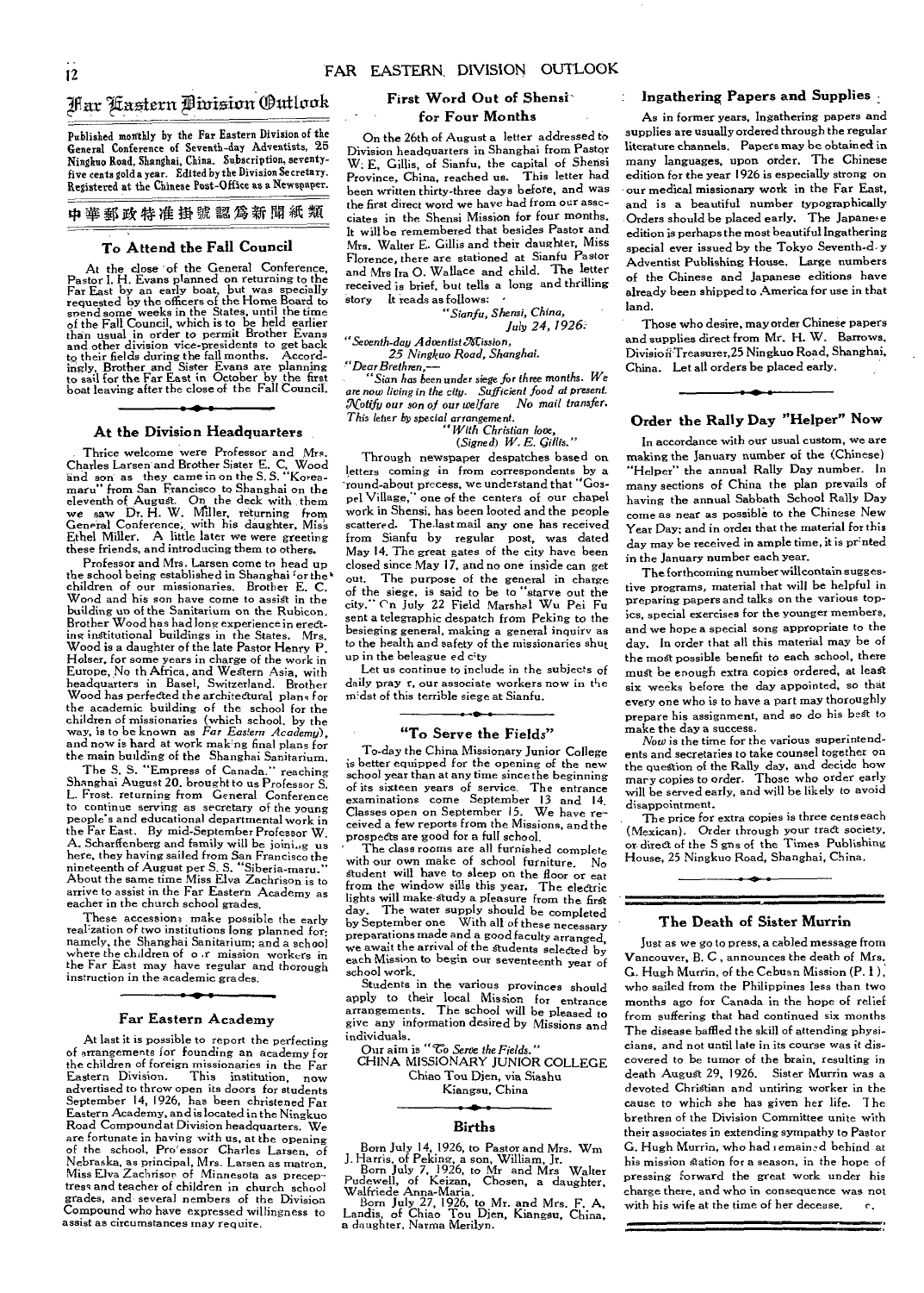# Far Eastern Division Outlook

Published monthly by the Far Eastern Division of the General Conference of Seventh-day Adventists, 25 Ningkuo Road, Shanghai, China. Subscription, seventy-five cents gold a year. Edited by the Division Secretary. Registered at the Chinese Post-Office as a Newspaper.

中華郵政特准掛號認爲新聞紙類

## To Attend the Fall Council

At the close of the General Conference, Pastor I. H. Evans planned on returning to the Far East by an early boat, but was specially requested by the officers of the Home Board to spend some weeks in the States, until the time of the Fall Council, which is to be held earlier than usual in order to permit Brother Evans and other division vice-presidents to get back to their fields during the fall months. Accordingly, Brother and Sister Evans are planning to sail for the Far East in October by the first boat leaving after the close of the Fall Council.

## At the Division Headquarters

Thrice welcome were Professor and Mrs. Charles Larsen and Brother Sister E. C. Wood and son as they came in on the S. S. "Korea-maru" from San Francisco to Shanghai on the eleventh of August. On the deck with them we saw Dr. H. W. Miller, returning from General Conference, with his daughter, Miss Ethel Miller. A little later we were greeting these friends, and introducing them to others.

Professor and Mrs. Larsen come to head up the school being established in Shanghai for the children of our missionaries. Brother E. C. Wood and his son have come to assist in the building up of the Sanitarium on the Rubicon. Brother Wood has had long experience in erecting institutional buildings in the States. Mrs. Wood is a daughter of the late Pastor Henry P. Holser, for some years in charge of the work in Europe, North Africa, and Western Asia, with headquarters in Basel, Switzerland. Brother Wood has perfected the architectural plans for the academic building of the school for the children of missionaries (which school, by the way, is to be known as *Far Eastern Academy*), and now is hard at work making final plans for the main building of the Shanghai Sanitarium.

The S. S. "Empress of Canada," reaching Shanghai August 20, brought to us Professor S. L. Frost, returning from General Conference to continue serving as secretary of the young people's and educational departmental work in the Far East. By mid-September Professor W. A. Scharffenberg and family will be joining us here, they having sailed from San Francisco the nineteenth of August per S. S. "Siberia-maru." About the same time Miss Elva Zachrison is to arrive to assist in the Far Eastern Academy as teacher in the church school grades.

These accessions make possible the early realization of two institutions long planned for; namely, the Shanghai Sanitarium; and a school where the children of our mission workers in the Far East may have regular and thorough instruction in the academic grades.

## Far Eastern Academy

At last it is possible to report the perfecting of arrangements for founding an academy for the children of foreign missionaries in the Far Eastern Division. This institution, now advertised to throw open its doors for students September 14, 1926, has been christened Far Eastern Academy, and is located in the Ningkuo Road Compound at Division headquarters. We are fortunate in having with us, at the opening of the school, Professor Charles Larsen, of Nebraska, as principal, Mrs. Larsen as matron, Miss Elva Zachrison of Minnesota as preceptress and teacher of children in church school grades, and several members of the Division Compound who have expressed willingness to assist as circumstances may require.

## First Word Out of Shensi for Four Months

On the 26th of August a letter addressed to Division headquarters in Shanghai from Pastor W. E. Gillis, of Sianfu, the capital of Shensi Province, China, reached us. This letter had been written thirty-three days before, and was the first direct word we have had from our associates in the Shensi Mission for four months. It will be remembered that besides Pastor and Mrs. Walter E. Gillis and their daughter, Miss Florence, there are stationed at Sianfu Pastor and Mrs Ira O. Wallace and child. The letter received is brief, but tells a long and thrilling story It reads as follows:

> "Sianfu, Shensi, China,
> July 24, 1926.
>
> "Seventh-day Adventist Mission,
> 25 Ningkuo Road, Shanghai.
>
> "Dear Brethren,—
>
> "*Sian has been under siege for three months. We are now living in the city. Sufficient food at present. Notify our son of our welfare No mail transfer. This letter by special arrangement.*
>
> "*With Christian love,*
> *(Signed) W. E. Gillis.*"

Through newspaper despatches based on letters coming in from correspondents by a round-about process, we understand that "Gospel Village," one of the centers of our chapel work in Shensi, has been looted and the people scattered. The last mail any one has received from Sianfu by regular post, was dated May 14. The great gates of the city have been closed since May 17, and no one inside can get out. The purpose of the general in charge of the siege, is said to be to "starve out the city." On July 22 Field Marshal Wu Pei Fu sent a telegraphic despatch from Peking to the besieging general, making a general inquiry as to the health and safety of the missionaries shut up in the beleaguered city

Let us continue to include in the subjects of daily prayer, our associate workers now in the midst of this terrible siege at Sianfu.

## "To Serve the Fields"

To-day the China Missionary Junior College is better equipped for the opening of the new school year than at any time since the beginning of its sixteen years of service. The entrance examinations come September 13 and 14. Classes open on September 15. We have received a few reports from the Missions, and the prospects are good for a full school.

The class rooms are all furnished complete with our own make of school furniture. No student will have to sleep on the floor or eat from the window sills this year. The electric lights will make study a pleasure from the first day. The water supply should be completed by September one With all of these necessary preparations made and a good faculty arranged, we await the arrival of the students selected by each Mission to begin our seventeenth year of school work.

Students in the various provinces should apply to their local Mission for entrance arrangements. The school will be pleased to give any information desired by Missions and individuals.

Our aim is "*To Serve the Fields.*"

CHINA MISSIONARY JUNIOR COLLEGE
Chiao Tou Djen, via Siashu
Kiangsu, China

## Births

Born July 14, 1926, to Pastor and Mrs. Wm J. Harris, of Peking, a son, William, Jr.

Born July 7, 1926, to Mr and Mrs Walter Pudewell, of Keizan, Chosen, a daughter, Walfriede Anna-Maria.

Born July 27, 1926, to Mr. and Mrs. F. A. Landis, of Chiao Tou Djen, Kiangsu, China, a daughter, Narma Merilyn.

## Ingathering Papers and Supplies

As in former years, Ingathering papers and supplies are usually ordered through the regular literature channels. Papers may be obtained in many languages, upon order. The Chinese edition for the year 1926 is especially strong on our medical missionary work in the Far East, and is a beautiful number typographically Orders should be placed early. The Japanese edition is perhaps the most beautiful Ingathering special ever issued by the Tokyo Seventh-day Adventist Publishing House. Large numbers of the Chinese and Japanese editions have already been shipped to America for use in that land.

Those who desire, may order Chinese papers and supplies direct from Mr. H. W. Barrows, Division Treasurer, 25 Ningkuo Road, Shanghai, China. Let all orders be placed early.

## Order the Rally Day "Helper" Now

In accordance with our usual custom, we are making the January number of the (Chinese) "Helper" the annual Rally Day number. In many sections of China the plan prevails of having the annual Sabbath School Rally Day come as near as possible to the Chinese New Year Day; and in order that the material for this day may be received in ample time, it is printed in the January number each year.

The forthcoming number will contain suggestive programs, material that will be helpful in preparing papers and talks on the various topics, special exercises for the younger members, and we hope a special song appropriate to the day. In order that all this material may be of the most possible benefit to each school, there must be enough extra copies ordered, at least six weeks before the day appointed, so that every one who is to have a part may thoroughly prepare his assignment, and so do his best to make the day a success.

*Now* is the time for the various superintendents and secretaries to take counsel together on the question of the Rally day, and decide how many copies to order. Those who order early will be served early, and will be likely to avoid disappointment.

The price for extra copies is three cents each (Mexican). Order through your tract society, or direct of the Signs of the Times Publishing House, 25 Ningkuo Road, Shanghai, China.

## The Death of Sister Murrin

Just as we go to press, a cabled message from Vancouver, B. C., announces the death of Mrs. G. Hugh Murrin, of the Cebuan Mission (P. I.), who sailed from the Philippines less than two months ago for Canada in the hope of relief from suffering that had continued six months The disease baffled the skill of attending physicians, and not until late in its course was it discovered to be tumor of the brain, resulting in death August 29, 1926. Sister Murrin was a devoted Christian and untiring worker in the cause to which she has given her life. The brethren of the Division Committee unite with their associates in extending sympathy to Pastor G. Hugh Murrin, who had remained behind at his mission station for a season, in the hope of pressing forward the great work under his charge there, and who in consequence was not with his wife at the time of her decease.